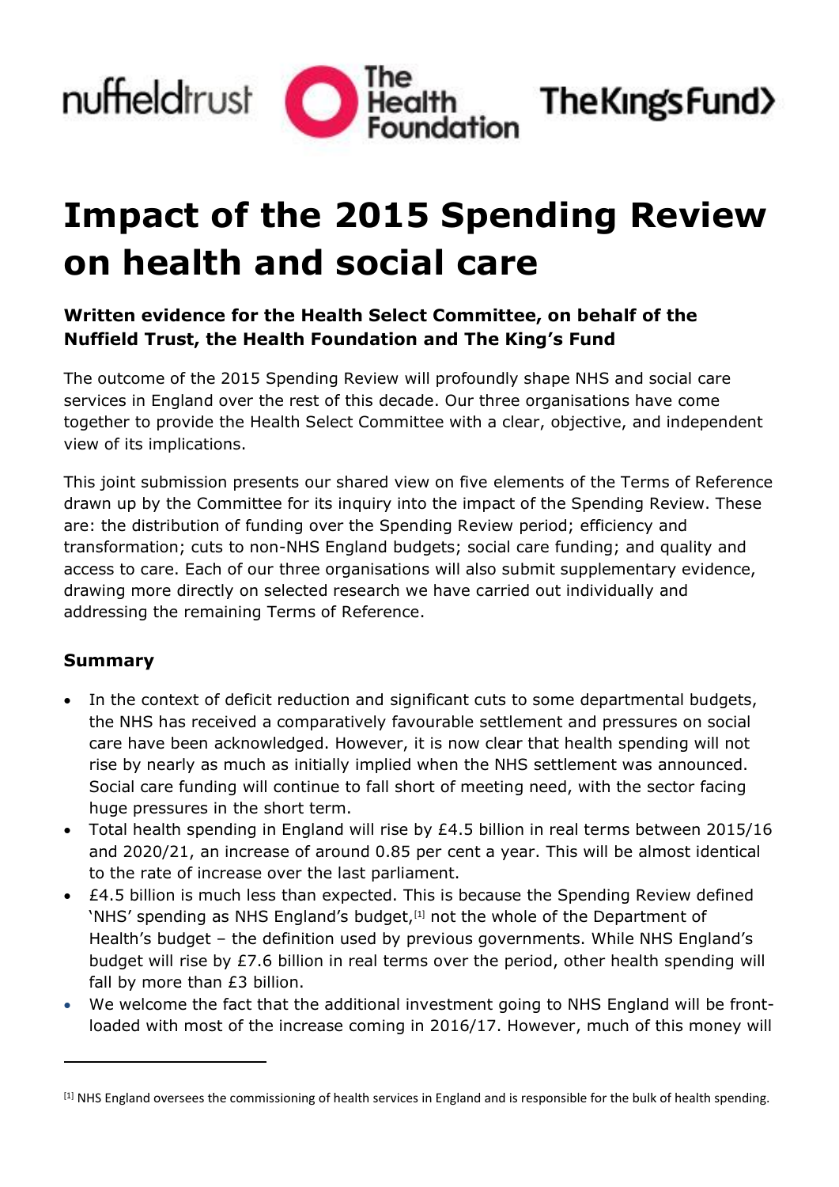# Impact of the 2015 Spending Review on health and social care

### Written evidence for the Health Select Committee, on behalf of the Nuffield Trust, the Health Foundation and The King's Fund

The outcome of the 2015 Spending Review will profoundly shape NHS and social care services in England over the rest of this decade. Our three organisations have come together to provide the Health Select Committee with a clear, objective, and independent view of its implications.

This joint submission presents our shared view on five elements of the Terms of Reference drawn up by the Committee for its inquiry into the impact of the Spending Review. These are: the distribution of funding over the Spending Review period; efficiency and transformation; cuts to non-NHS England budgets; social care funding; and quality and access to care. Each of our three organisations will also submit supplementary evidence, drawing more directly on selected research we have carried out individually and addressing the remaining Terms of Reference.

### Summary

- In the context of deficit reduction and significant cuts to some departmental budgets, the NHS has received a comparatively favourable settlement and pressures on social care have been acknowledged. However, it is now clear that health spending will not rise by nearly as much as initially implied when the NHS settlement was announced. Social care funding will continue to fall short of meeting need, with the sector facing huge pressures in the short term.
- Total health spending in England will rise by £4.5 billion in real terms between 2015/16 and 2020/21, an increase of around 0.85 per cent a year. This will be almost identical to the rate of increase over the last parliament.
- £4.5 billion is much less than expected. This is because the Spending Review defined 'NHS' spending as NHS England's budget,[1] not the whole of the Department of Health's budget – the definition used by previous governments. While NHS England's budget will rise by £7.6 billion in real terms over the period, other health spending will fall by more than £3 billion.
- We welcome the fact that the additional investment going to NHS England will be front-loaded with most of the increase coming in 2016/17. However, much of this money will

[1] NHS England oversees the commissioning of health services in England and is responsible for the bulk of health spending.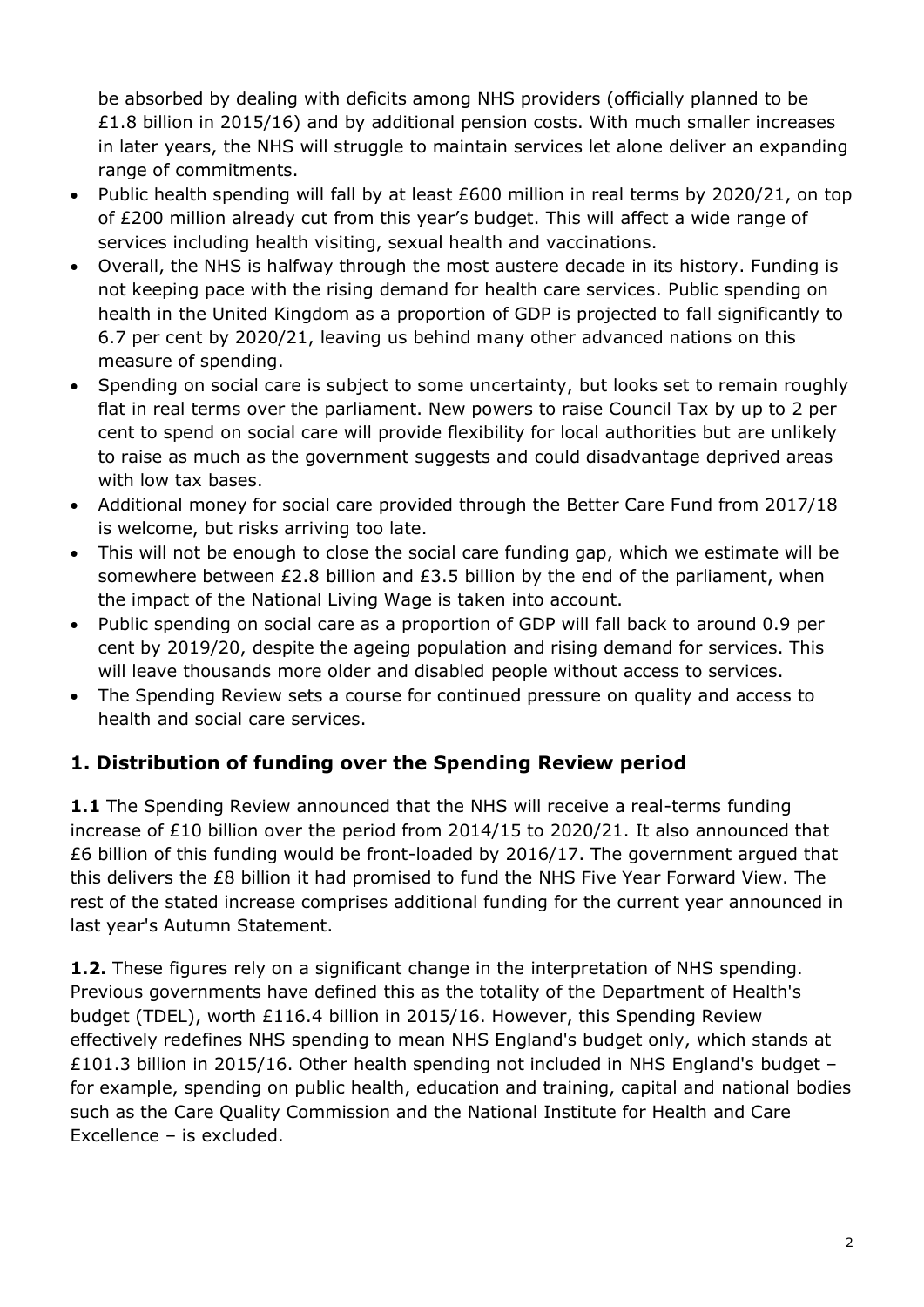be absorbed by dealing with deficits among NHS providers (officially planned to be £1.8 billion in 2015/16) and by additional pension costs. With much smaller increases in later years, the NHS will struggle to maintain services let alone deliver an expanding range of commitments.

- Public health spending will fall by at least £600 million in real terms by 2020/21, on top of £200 million already cut from this year's budget. This will affect a wide range of services including health visiting, sexual health and vaccinations.
- Overall, the NHS is halfway through the most austere decade in its history. Funding is not keeping pace with the rising demand for health care services. Public spending on health in the United Kingdom as a proportion of GDP is projected to fall significantly to 6.7 per cent by 2020/21, leaving us behind many other advanced nations on this measure of spending.
- Spending on social care is subject to some uncertainty, but looks set to remain roughly flat in real terms over the parliament. New powers to raise Council Tax by up to 2 per cent to spend on social care will provide flexibility for local authorities but are unlikely to raise as much as the government suggests and could disadvantage deprived areas with low tax bases.
- Additional money for social care provided through the Better Care Fund from 2017/18 is welcome, but risks arriving too late.
- This will not be enough to close the social care funding gap, which we estimate will be somewhere between £2.8 billion and £3.5 billion by the end of the parliament, when the impact of the National Living Wage is taken into account.
- Public spending on social care as a proportion of GDP will fall back to around 0.9 per cent by 2019/20, despite the ageing population and rising demand for services. This will leave thousands more older and disabled people without access to services.
- The Spending Review sets a course for continued pressure on quality and access to health and social care services.

## 1. Distribution of funding over the Spending Review period

**1.1** The Spending Review announced that the NHS will receive a real-terms funding increase of £10 billion over the period from 2014/15 to 2020/21. It also announced that £6 billion of this funding would be front-loaded by 2016/17. The government argued that this delivers the £8 billion it had promised to fund the NHS Five Year Forward View. The rest of the stated increase comprises additional funding for the current year announced in last year's Autumn Statement.

**1.2.** These figures rely on a significant change in the interpretation of NHS spending. Previous governments have defined this as the totality of the Department of Health's budget (TDEL), worth £116.4 billion in 2015/16. However, this Spending Review effectively redefines NHS spending to mean NHS England's budget only, which stands at £101.3 billion in 2015/16. Other health spending not included in NHS England's budget – for example, spending on public health, education and training, capital and national bodies such as the Care Quality Commission and the National Institute for Health and Care Excellence – is excluded.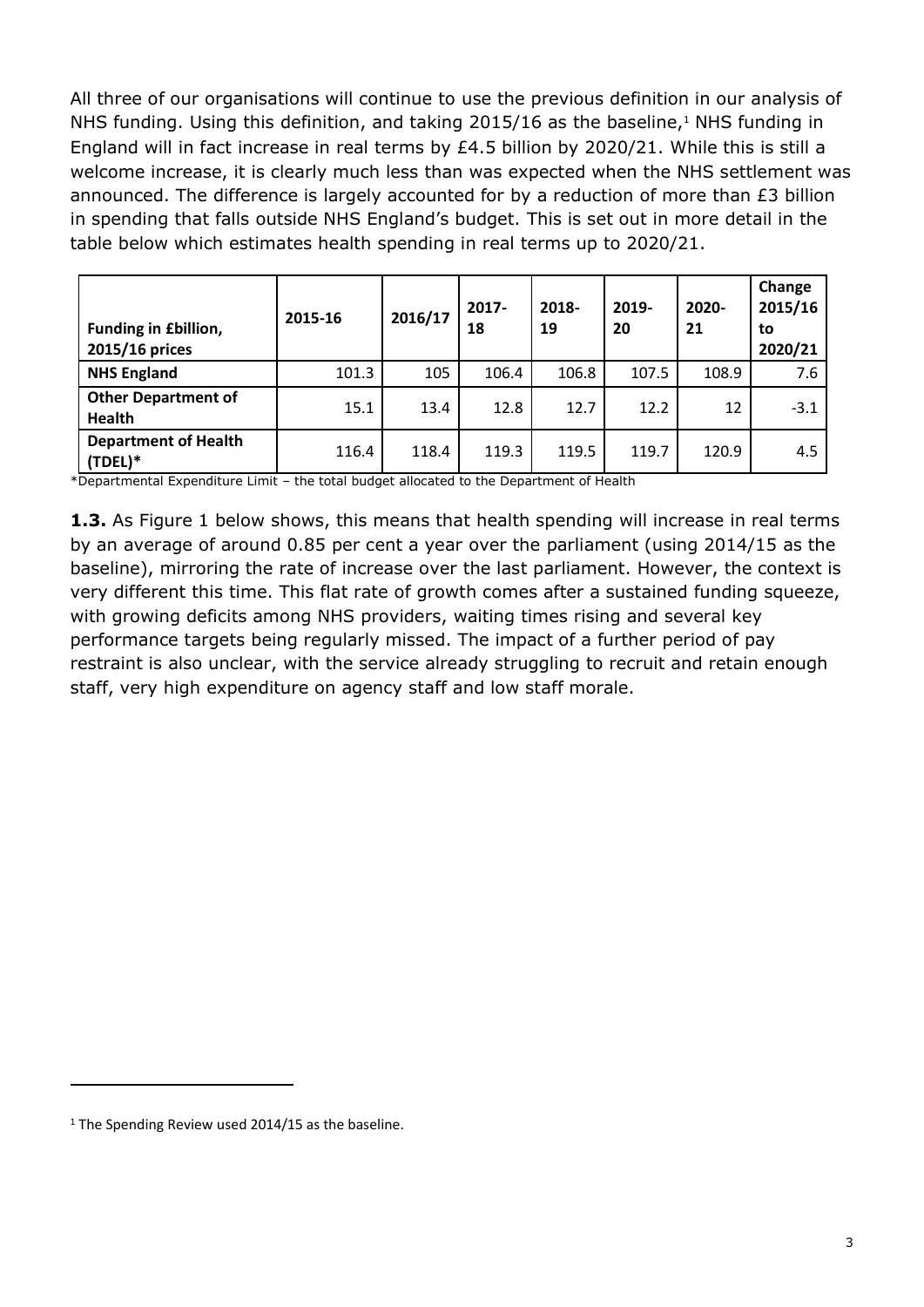All three of our organisations will continue to use the previous definition in our analysis of NHS funding. Using this definition, and taking 2015/16 as the baseline,[1] NHS funding in England will in fact increase in real terms by £4.5 billion by 2020/21. While this is still a welcome increase, it is clearly much less than was expected when the NHS settlement was announced. The difference is largely accounted for by a reduction of more than £3 billion in spending that falls outside NHS England's budget. This is set out in more detail in the table below which estimates health spending in real terms up to 2020/21.

| **Funding in £billion, 2015/16 prices** | **2015-16** | **2016/17** | **2017-18** | **2018-19** | **2019-20** | **2020-21** | **Change 2015/16 to 2020/21** |
|---|---|---|---|---|---|---|---|
| **NHS England** | 101.3 | 105 | 106.4 | 106.8 | 107.5 | 108.9 | 7.6 |
| **Other Department of Health** | 15.1 | 13.4 | 12.8 | 12.7 | 12.2 | 12 | -3.1 |
| **Department of Health (TDEL)*** | 116.4 | 118.4 | 119.3 | 119.5 | 119.7 | 120.9 | 4.5 |

*Departmental Expenditure Limit – the total budget allocated to the Department of Health

**1.3.** As Figure 1 below shows, this means that health spending will increase in real terms by an average of around 0.85 per cent a year over the parliament (using 2014/15 as the baseline), mirroring the rate of increase over the last parliament. However, the context is very different this time. This flat rate of growth comes after a sustained funding squeeze, with growing deficits among NHS providers, waiting times rising and several key performance targets being regularly missed. The impact of a further period of pay restraint is also unclear, with the service already struggling to recruit and retain enough staff, very high expenditure on agency staff and low staff morale.

[1] The Spending Review used 2014/15 as the baseline.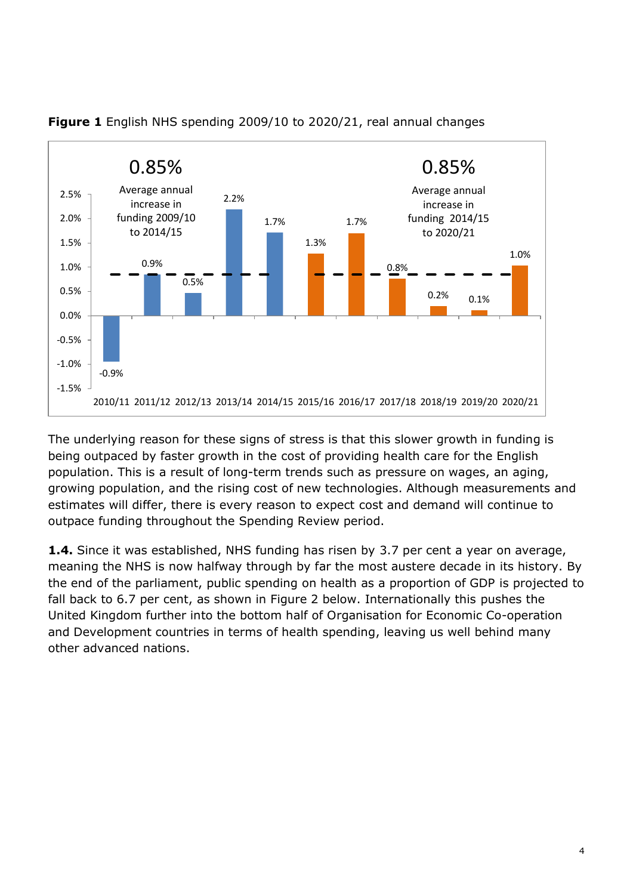**Figure 1** English NHS spending 2009/10 to 2020/21, real annual changes

| Year | Real annual change |
|---|---|
| 2010/11 | -0.9% |
| 2011/12 | 0.9% |
| 2012/13 | 0.5% |
| 2013/14 | 2.2% |
| 2014/15 | 1.7% |
| 2015/16 | 1.3% |
| 2016/17 | 1.7% |
| 2017/18 | 0.8% |
| 2018/19 | 0.2% |
| 2019/20 | 0.1% |
| 2020/21 | 1.0% |

0.85% Average annual increase in funding 2009/10 to 2014/15

0.85% Average annual increase in funding 2014/15 to 2020/21

The underlying reason for these signs of stress is that this slower growth in funding is being outpaced by faster growth in the cost of providing health care for the English population. This is a result of long-term trends such as pressure on wages, an aging, growing population, and the rising cost of new technologies. Although measurements and estimates will differ, there is every reason to expect cost and demand will continue to outpace funding throughout the Spending Review period.

**1.4.** Since it was established, NHS funding has risen by 3.7 per cent a year on average, meaning the NHS is now halfway through by far the most austere decade in its history. By the end of the parliament, public spending on health as a proportion of GDP is projected to fall back to 6.7 per cent, as shown in Figure 2 below. Internationally this pushes the United Kingdom further into the bottom half of Organisation for Economic Co-operation and Development countries in terms of health spending, leaving us well behind many other advanced nations.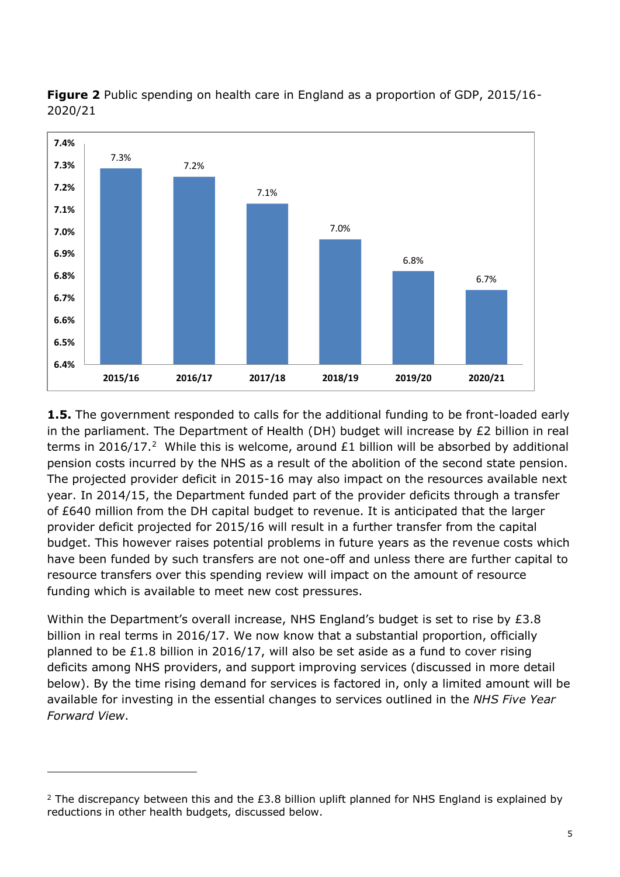**Figure 2** Public spending on health care in England as a proportion of GDP, 2015/16-2020/21

| Year | Proportion of GDP |
|---|---|
| 2015/16 | 7.3% |
| 2016/17 | 7.2% |
| 2017/18 | 7.1% |
| 2018/19 | 7.0% |
| 2019/20 | 6.8% |
| 2020/21 | 6.7% |

**1.5.** The government responded to calls for the additional funding to be front-loaded early in the parliament. The Department of Health (DH) budget will increase by £2 billion in real terms in 2016/17.[2] While this is welcome, around £1 billion will be absorbed by additional pension costs incurred by the NHS as a result of the abolition of the second state pension. The projected provider deficit in 2015-16 may also impact on the resources available next year. In 2014/15, the Department funded part of the provider deficits through a transfer of £640 million from the DH capital budget to revenue. It is anticipated that the larger provider deficit projected for 2015/16 will result in a further transfer from the capital budget. This however raises potential problems in future years as the revenue costs which have been funded by such transfers are not one-off and unless there are further capital to resource transfers over this spending review will impact on the amount of resource funding which is available to meet new cost pressures.

Within the Department's overall increase, NHS England's budget is set to rise by £3.8 billion in real terms in 2016/17. We now know that a substantial proportion, officially planned to be £1.8 billion in 2016/17, will also be set aside as a fund to cover rising deficits among NHS providers, and support improving services (discussed in more detail below). By the time rising demand for services is factored in, only a limited amount will be available for investing in the essential changes to services outlined in the *NHS Five Year Forward View*.

---

[2] The discrepancy between this and the £3.8 billion uplift planned for NHS England is explained by reductions in other health budgets, discussed below.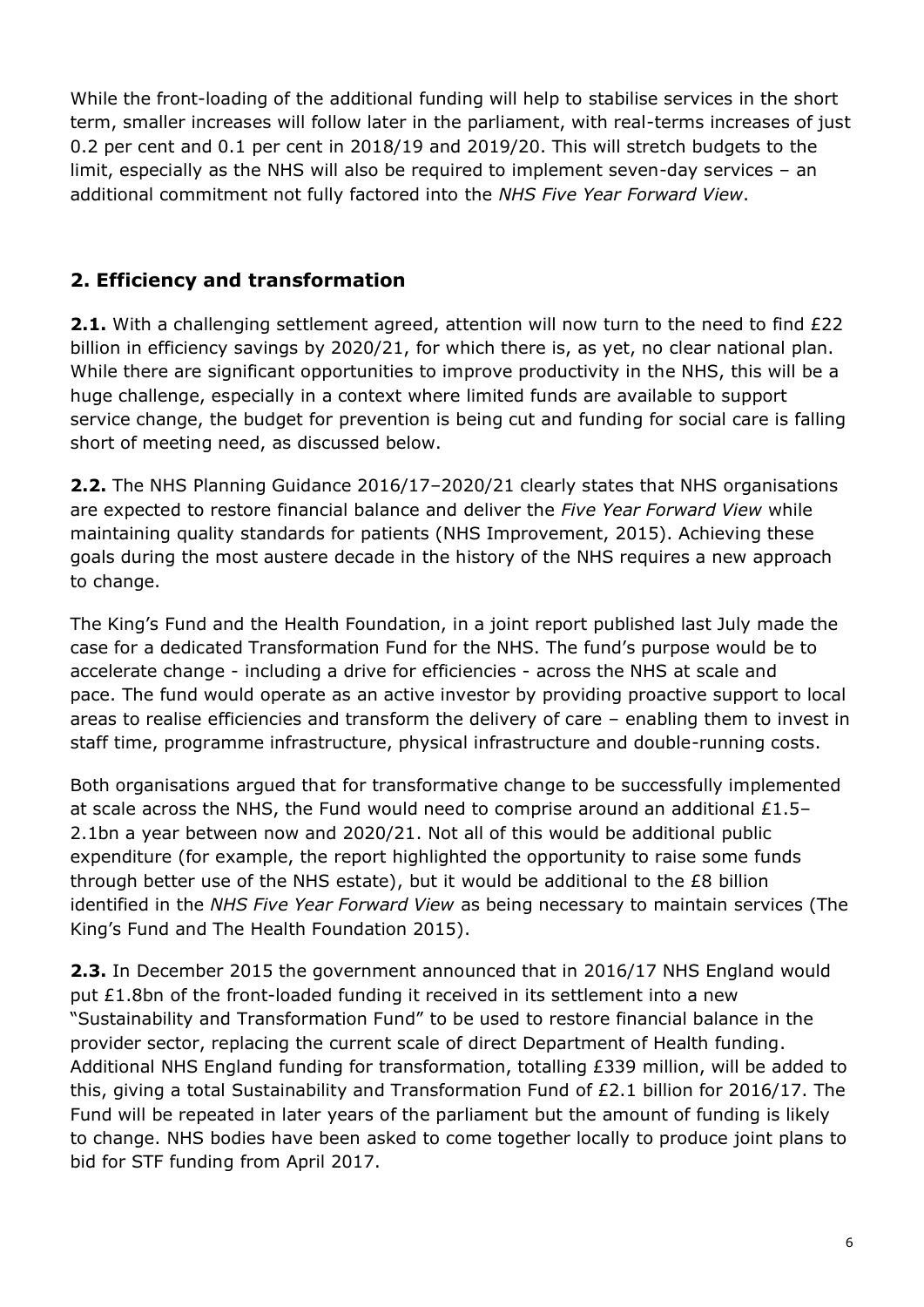While the front-loading of the additional funding will help to stabilise services in the short term, smaller increases will follow later in the parliament, with real-terms increases of just 0.2 per cent and 0.1 per cent in 2018/19 and 2019/20. This will stretch budgets to the limit, especially as the NHS will also be required to implement seven-day services – an additional commitment not fully factored into the *NHS Five Year Forward View*.

## 2. Efficiency and transformation

**2.1.** With a challenging settlement agreed, attention will now turn to the need to find £22 billion in efficiency savings by 2020/21, for which there is, as yet, no clear national plan. While there are significant opportunities to improve productivity in the NHS, this will be a huge challenge, especially in a context where limited funds are available to support service change, the budget for prevention is being cut and funding for social care is falling short of meeting need, as discussed below.

**2.2.** The NHS Planning Guidance 2016/17–2020/21 clearly states that NHS organisations are expected to restore financial balance and deliver the *Five Year Forward View* while maintaining quality standards for patients (NHS Improvement, 2015). Achieving these goals during the most austere decade in the history of the NHS requires a new approach to change.

The King's Fund and the Health Foundation, in a joint report published last July made the case for a dedicated Transformation Fund for the NHS. The fund's purpose would be to accelerate change - including a drive for efficiencies - across the NHS at scale and pace. The fund would operate as an active investor by providing proactive support to local areas to realise efficiencies and transform the delivery of care – enabling them to invest in staff time, programme infrastructure, physical infrastructure and double-running costs.

Both organisations argued that for transformative change to be successfully implemented at scale across the NHS, the Fund would need to comprise around an additional £1.5–2.1bn a year between now and 2020/21. Not all of this would be additional public expenditure (for example, the report highlighted the opportunity to raise some funds through better use of the NHS estate), but it would be additional to the £8 billion identified in the *NHS Five Year Forward View* as being necessary to maintain services (The King's Fund and The Health Foundation 2015).

**2.3.** In December 2015 the government announced that in 2016/17 NHS England would put £1.8bn of the front-loaded funding it received in its settlement into a new "Sustainability and Transformation Fund" to be used to restore financial balance in the provider sector, replacing the current scale of direct Department of Health funding. Additional NHS England funding for transformation, totalling £339 million, will be added to this, giving a total Sustainability and Transformation Fund of £2.1 billion for 2016/17. The Fund will be repeated in later years of the parliament but the amount of funding is likely to change. NHS bodies have been asked to come together locally to produce joint plans to bid for STF funding from April 2017.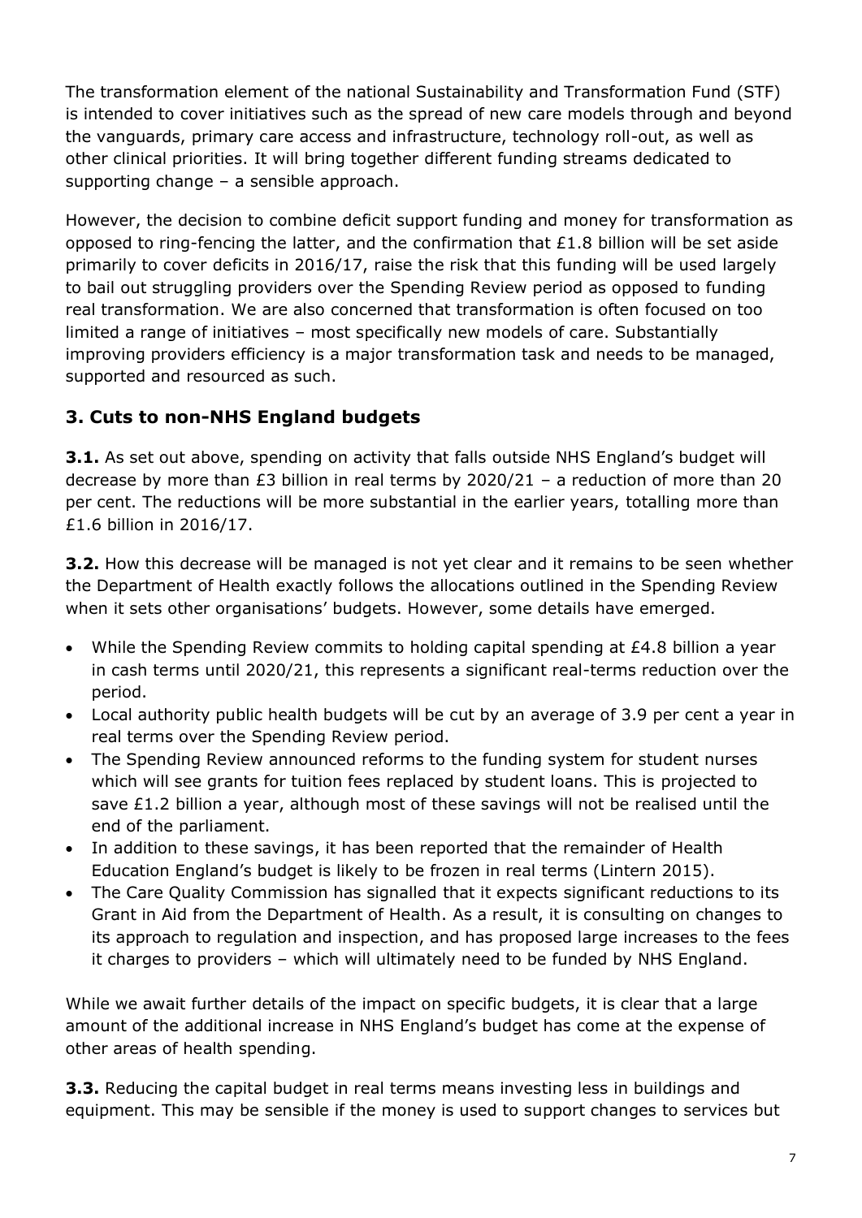The transformation element of the national Sustainability and Transformation Fund (STF) is intended to cover initiatives such as the spread of new care models through and beyond the vanguards, primary care access and infrastructure, technology roll-out, as well as other clinical priorities. It will bring together different funding streams dedicated to supporting change – a sensible approach.

However, the decision to combine deficit support funding and money for transformation as opposed to ring-fencing the latter, and the confirmation that £1.8 billion will be set aside primarily to cover deficits in 2016/17, raise the risk that this funding will be used largely to bail out struggling providers over the Spending Review period as opposed to funding real transformation. We are also concerned that transformation is often focused on too limited a range of initiatives – most specifically new models of care. Substantially improving providers efficiency is a major transformation task and needs to be managed, supported and resourced as such.

## 3. Cuts to non-NHS England budgets

**3.1.** As set out above, spending on activity that falls outside NHS England's budget will decrease by more than £3 billion in real terms by 2020/21 – a reduction of more than 20 per cent. The reductions will be more substantial in the earlier years, totalling more than £1.6 billion in 2016/17.

**3.2.** How this decrease will be managed is not yet clear and it remains to be seen whether the Department of Health exactly follows the allocations outlined in the Spending Review when it sets other organisations' budgets. However, some details have emerged.

- While the Spending Review commits to holding capital spending at £4.8 billion a year in cash terms until 2020/21, this represents a significant real-terms reduction over the period.
- Local authority public health budgets will be cut by an average of 3.9 per cent a year in real terms over the Spending Review period.
- The Spending Review announced reforms to the funding system for student nurses which will see grants for tuition fees replaced by student loans. This is projected to save £1.2 billion a year, although most of these savings will not be realised until the end of the parliament.
- In addition to these savings, it has been reported that the remainder of Health Education England's budget is likely to be frozen in real terms (Lintern 2015).
- The Care Quality Commission has signalled that it expects significant reductions to its Grant in Aid from the Department of Health. As a result, it is consulting on changes to its approach to regulation and inspection, and has proposed large increases to the fees it charges to providers – which will ultimately need to be funded by NHS England.

While we await further details of the impact on specific budgets, it is clear that a large amount of the additional increase in NHS England's budget has come at the expense of other areas of health spending.

**3.3.** Reducing the capital budget in real terms means investing less in buildings and equipment. This may be sensible if the money is used to support changes to services but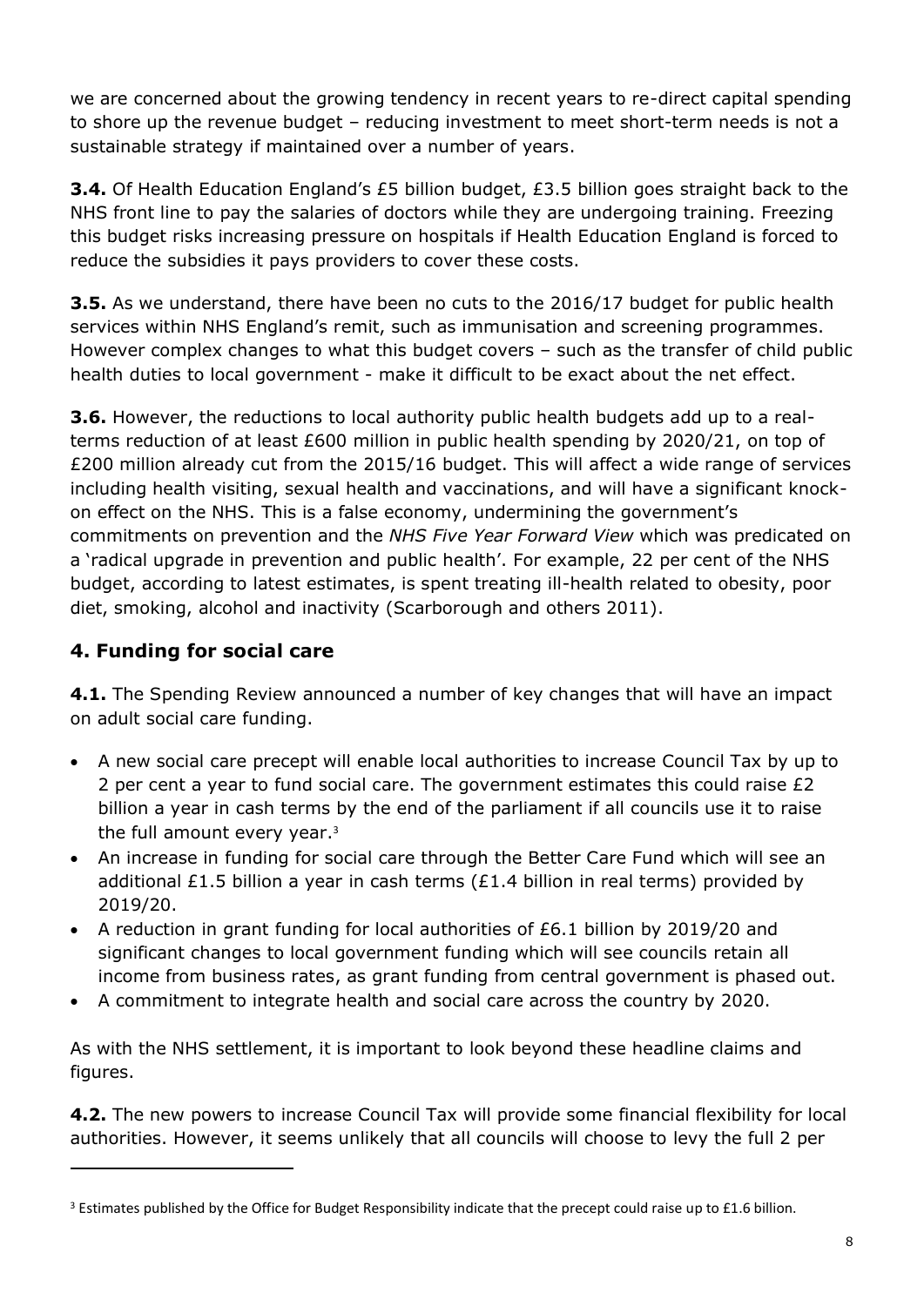we are concerned about the growing tendency in recent years to re-direct capital spending to shore up the revenue budget – reducing investment to meet short-term needs is not a sustainable strategy if maintained over a number of years.

**3.4.** Of Health Education England's £5 billion budget, £3.5 billion goes straight back to the NHS front line to pay the salaries of doctors while they are undergoing training. Freezing this budget risks increasing pressure on hospitals if Health Education England is forced to reduce the subsidies it pays providers to cover these costs.

**3.5.** As we understand, there have been no cuts to the 2016/17 budget for public health services within NHS England's remit, such as immunisation and screening programmes. However complex changes to what this budget covers – such as the transfer of child public health duties to local government - make it difficult to be exact about the net effect.

**3.6.** However, the reductions to local authority public health budgets add up to a real-terms reduction of at least £600 million in public health spending by 2020/21, on top of £200 million already cut from the 2015/16 budget. This will affect a wide range of services including health visiting, sexual health and vaccinations, and will have a significant knock-on effect on the NHS. This is a false economy, undermining the government's commitments on prevention and the *NHS Five Year Forward View* which was predicated on a 'radical upgrade in prevention and public health'. For example, 22 per cent of the NHS budget, according to latest estimates, is spent treating ill-health related to obesity, poor diet, smoking, alcohol and inactivity (Scarborough and others 2011).

## 4. Funding for social care

**4.1.** The Spending Review announced a number of key changes that will have an impact on adult social care funding.

- A new social care precept will enable local authorities to increase Council Tax by up to 2 per cent a year to fund social care. The government estimates this could raise £2 billion a year in cash terms by the end of the parliament if all councils use it to raise the full amount every year.[3]
- An increase in funding for social care through the Better Care Fund which will see an additional £1.5 billion a year in cash terms (£1.4 billion in real terms) provided by 2019/20.
- A reduction in grant funding for local authorities of £6.1 billion by 2019/20 and significant changes to local government funding which will see councils retain all income from business rates, as grant funding from central government is phased out.
- A commitment to integrate health and social care across the country by 2020.

As with the NHS settlement, it is important to look beyond these headline claims and figures.

**4.2.** The new powers to increase Council Tax will provide some financial flexibility for local authorities. However, it seems unlikely that all councils will choose to levy the full 2 per

---

[3] Estimates published by the Office for Budget Responsibility indicate that the precept could raise up to £1.6 billion.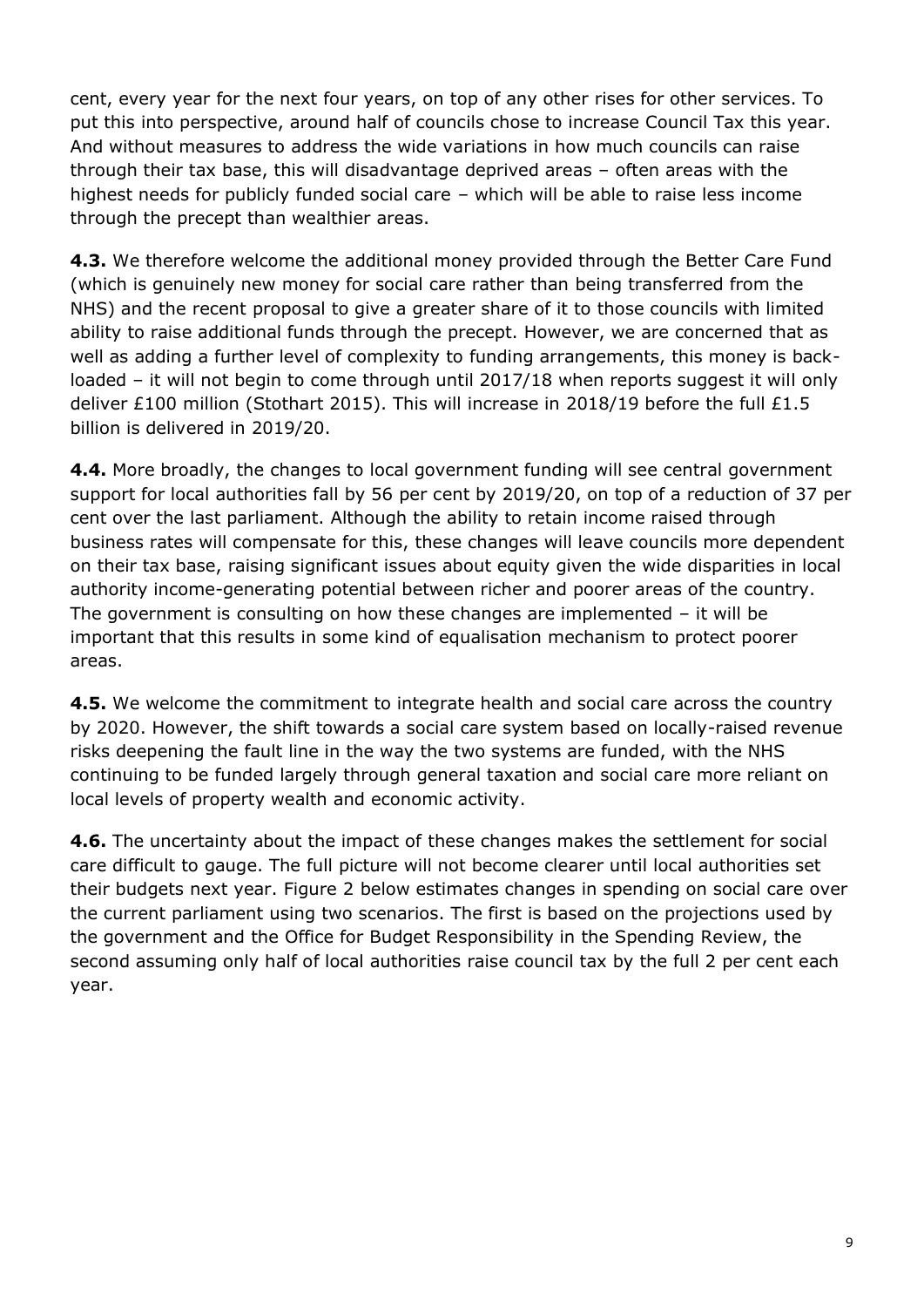cent, every year for the next four years, on top of any other rises for other services. To put this into perspective, around half of councils chose to increase Council Tax this year. And without measures to address the wide variations in how much councils can raise through their tax base, this will disadvantage deprived areas – often areas with the highest needs for publicly funded social care – which will be able to raise less income through the precept than wealthier areas.

**4.3.** We therefore welcome the additional money provided through the Better Care Fund (which is genuinely new money for social care rather than being transferred from the NHS) and the recent proposal to give a greater share of it to those councils with limited ability to raise additional funds through the precept. However, we are concerned that as well as adding a further level of complexity to funding arrangements, this money is back-loaded – it will not begin to come through until 2017/18 when reports suggest it will only deliver £100 million (Stothart 2015). This will increase in 2018/19 before the full £1.5 billion is delivered in 2019/20.

**4.4.** More broadly, the changes to local government funding will see central government support for local authorities fall by 56 per cent by 2019/20, on top of a reduction of 37 per cent over the last parliament. Although the ability to retain income raised through business rates will compensate for this, these changes will leave councils more dependent on their tax base, raising significant issues about equity given the wide disparities in local authority income-generating potential between richer and poorer areas of the country. The government is consulting on how these changes are implemented – it will be important that this results in some kind of equalisation mechanism to protect poorer areas.

**4.5.** We welcome the commitment to integrate health and social care across the country by 2020. However, the shift towards a social care system based on locally-raised revenue risks deepening the fault line in the way the two systems are funded, with the NHS continuing to be funded largely through general taxation and social care more reliant on local levels of property wealth and economic activity.

**4.6.** The uncertainty about the impact of these changes makes the settlement for social care difficult to gauge. The full picture will not become clearer until local authorities set their budgets next year. Figure 2 below estimates changes in spending on social care over the current parliament using two scenarios. The first is based on the projections used by the government and the Office for Budget Responsibility in the Spending Review, the second assuming only half of local authorities raise council tax by the full 2 per cent each year.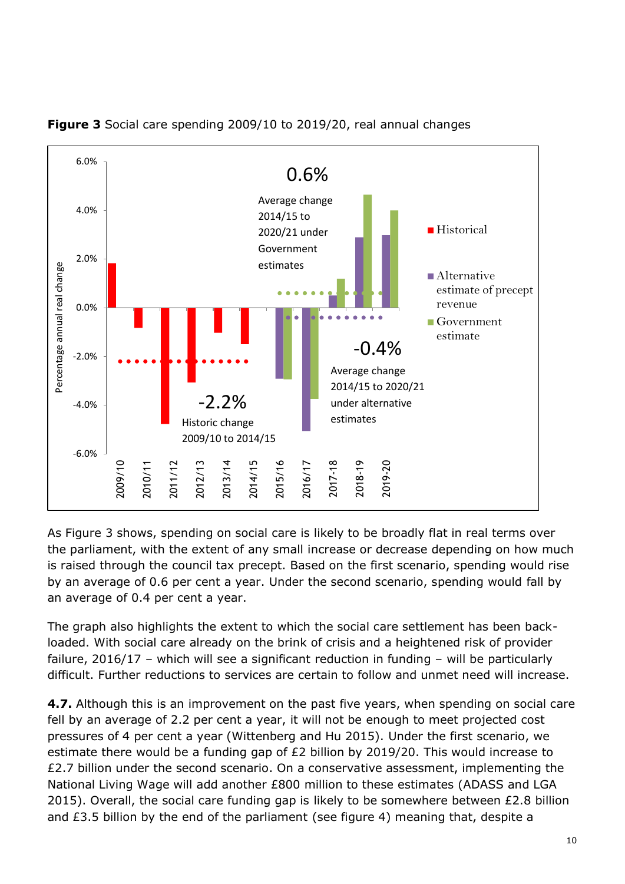**Figure 3** Social care spending 2009/10 to 2019/20, real annual changes

As Figure 3 shows, spending on social care is likely to be broadly flat in real terms over the parliament, with the extent of any small increase or decrease depending on how much is raised through the council tax precept. Based on the first scenario, spending would rise by an average of 0.6 per cent a year. Under the second scenario, spending would fall by an average of 0.4 per cent a year.

The graph also highlights the extent to which the social care settlement has been back-loaded. With social care already on the brink of crisis and a heightened risk of provider failure, 2016/17 – which will see a significant reduction in funding – will be particularly difficult. Further reductions to services are certain to follow and unmet need will increase.

**4.7.** Although this is an improvement on the past five years, when spending on social care fell by an average of 2.2 per cent a year, it will not be enough to meet projected cost pressures of 4 per cent a year (Wittenberg and Hu 2015). Under the first scenario, we estimate there would be a funding gap of £2 billion by 2019/20. This would increase to £2.7 billion under the second scenario. On a conservative assessment, implementing the National Living Wage will add another £800 million to these estimates (ADASS and LGA 2015). Overall, the social care funding gap is likely to be somewhere between £2.8 billion and £3.5 billion by the end of the parliament (see figure 4) meaning that, despite a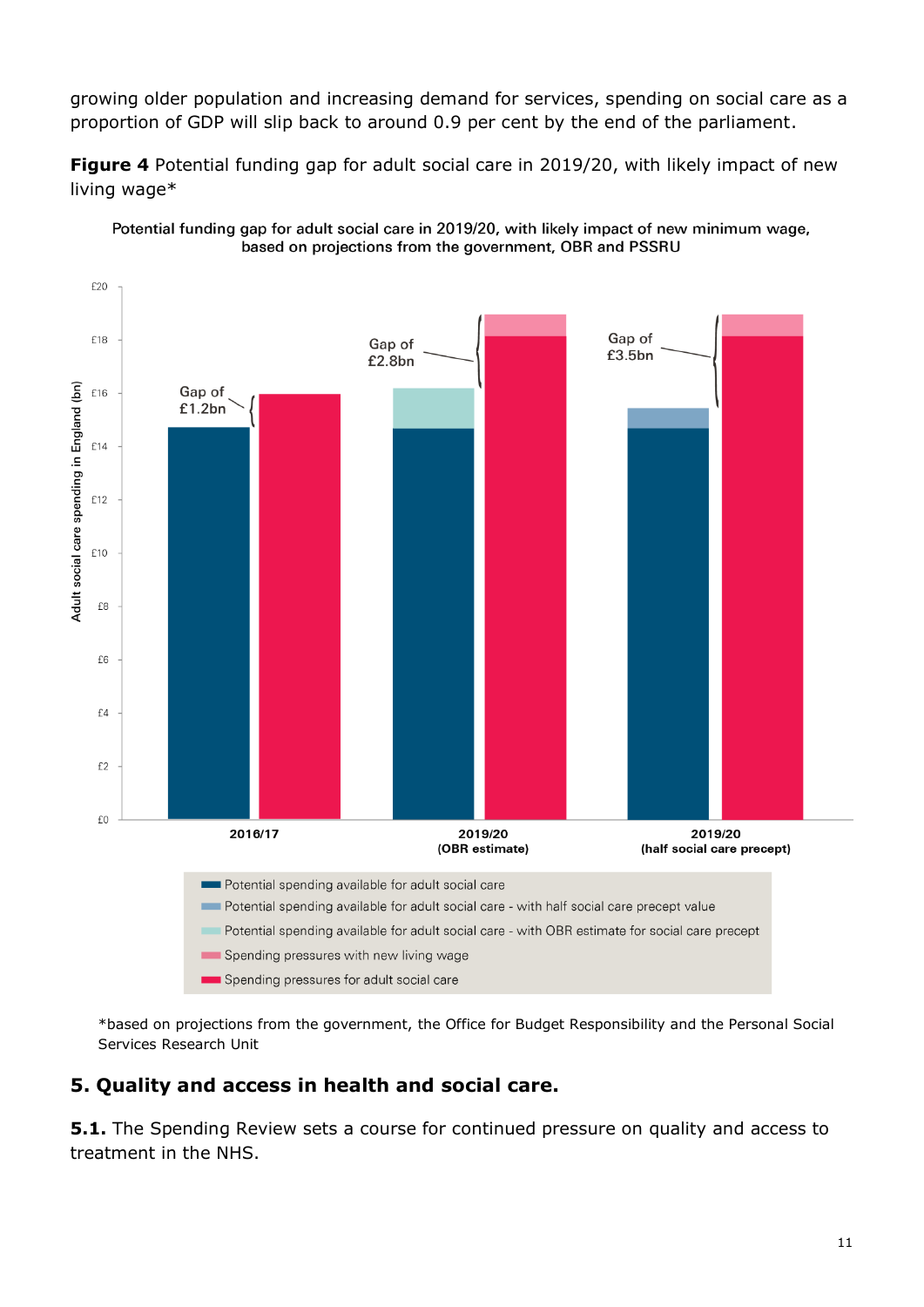growing older population and increasing demand for services, spending on social care as a proportion of GDP will slip back to around 0.9 per cent by the end of the parliament.

**Figure 4** Potential funding gap for adult social care in 2019/20, with likely impact of new living wage*

Potential funding gap for adult social care in 2019/20, with likely impact of new minimum wage, based on projections from the government, OBR and PSSRU

*based on projections from the government, the Office for Budget Responsibility and the Personal Social Services Research Unit

## 5. Quality and access in health and social care.

**5.1.** The Spending Review sets a course for continued pressure on quality and access to treatment in the NHS.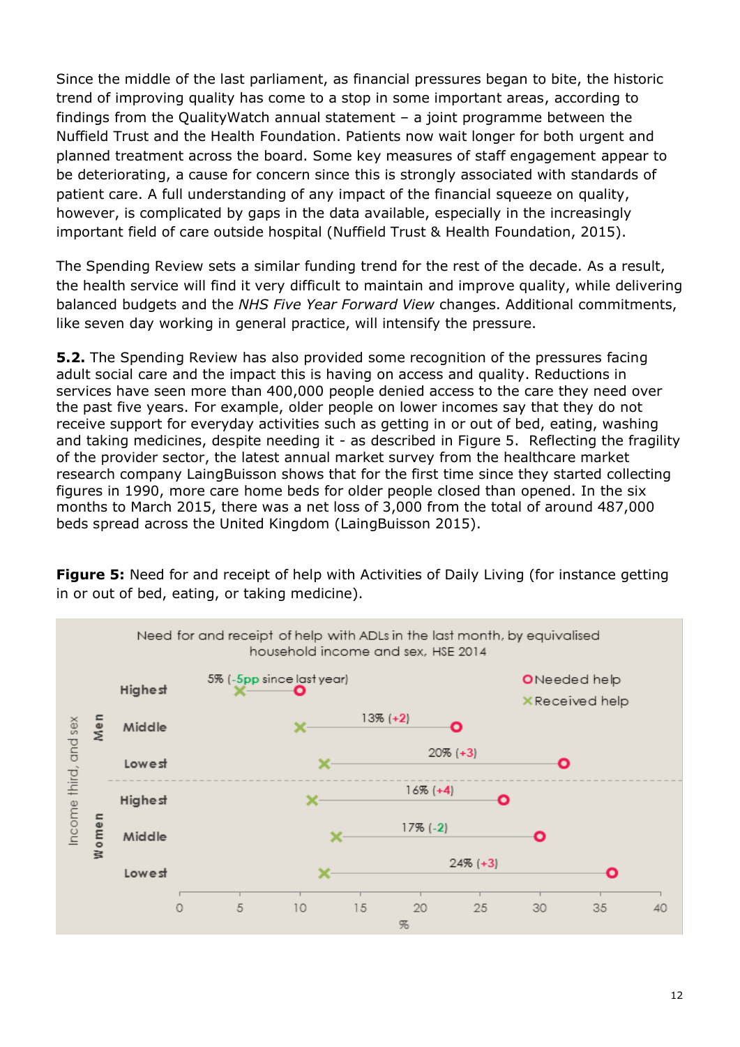Since the middle of the last parliament, as financial pressures began to bite, the historic trend of improving quality has come to a stop in some important areas, according to findings from the QualityWatch annual statement – a joint programme between the Nuffield Trust and the Health Foundation. Patients now wait longer for both urgent and planned treatment across the board. Some key measures of staff engagement appear to be deteriorating, a cause for concern since this is strongly associated with standards of patient care. A full understanding of any impact of the financial squeeze on quality, however, is complicated by gaps in the data available, especially in the increasingly important field of care outside hospital (Nuffield Trust & Health Foundation, 2015).

The Spending Review sets a similar funding trend for the rest of the decade. As a result, the health service will find it very difficult to maintain and improve quality, while delivering balanced budgets and the *NHS Five Year Forward View* changes. Additional commitments, like seven day working in general practice, will intensify the pressure.

**5.2.** The Spending Review has also provided some recognition of the pressures facing adult social care and the impact this is having on access and quality. Reductions in services have seen more than 400,000 people denied access to the care they need over the past five years. For example, older people on lower incomes say that they do not receive support for everyday activities such as getting in or out of bed, eating, washing and taking medicines, despite needing it - as described in Figure 5. Reflecting the fragility of the provider sector, the latest annual market survey from the healthcare market research company LaingBuisson shows that for the first time since they started collecting figures in 1990, more care home beds for older people closed than opened. In the six months to March 2015, there was a net loss of 3,000 from the total of around 487,000 beds spread across the United Kingdom (LaingBuisson 2015).

**Figure 5:** Need for and receipt of help with Activities of Daily Living (for instance getting in or out of bed, eating, or taking medicine).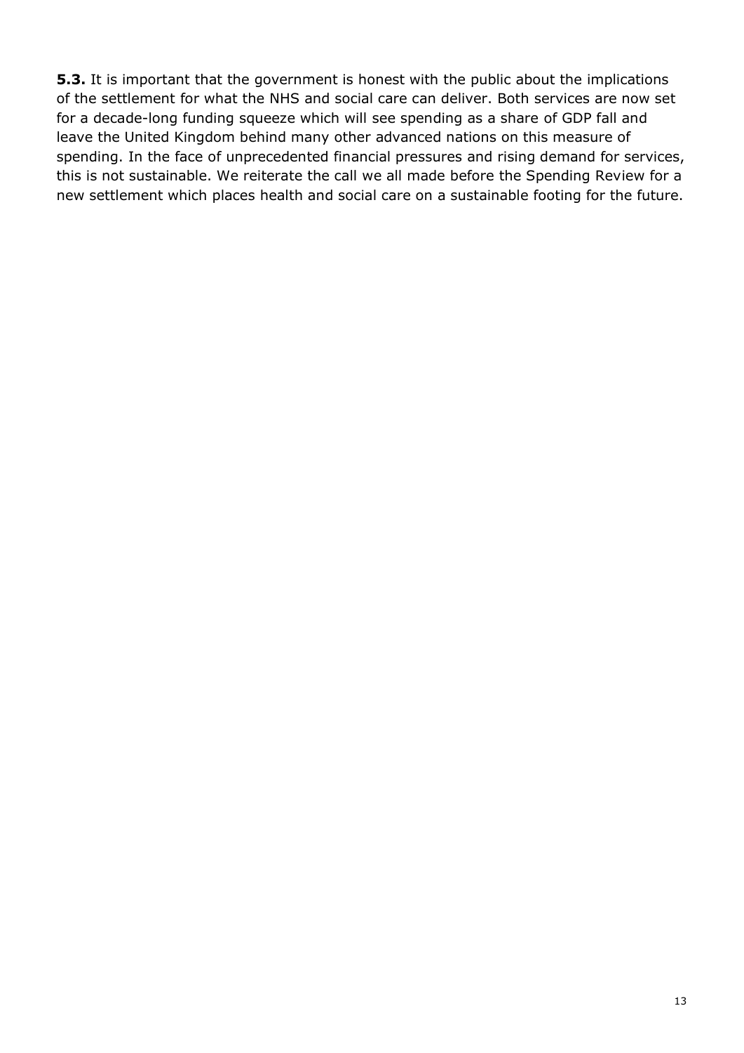**5.3.** It is important that the government is honest with the public about the implications of the settlement for what the NHS and social care can deliver. Both services are now set for a decade-long funding squeeze which will see spending as a share of GDP fall and leave the United Kingdom behind many other advanced nations on this measure of spending. In the face of unprecedented financial pressures and rising demand for services, this is not sustainable. We reiterate the call we all made before the Spending Review for a new settlement which places health and social care on a sustainable footing for the future.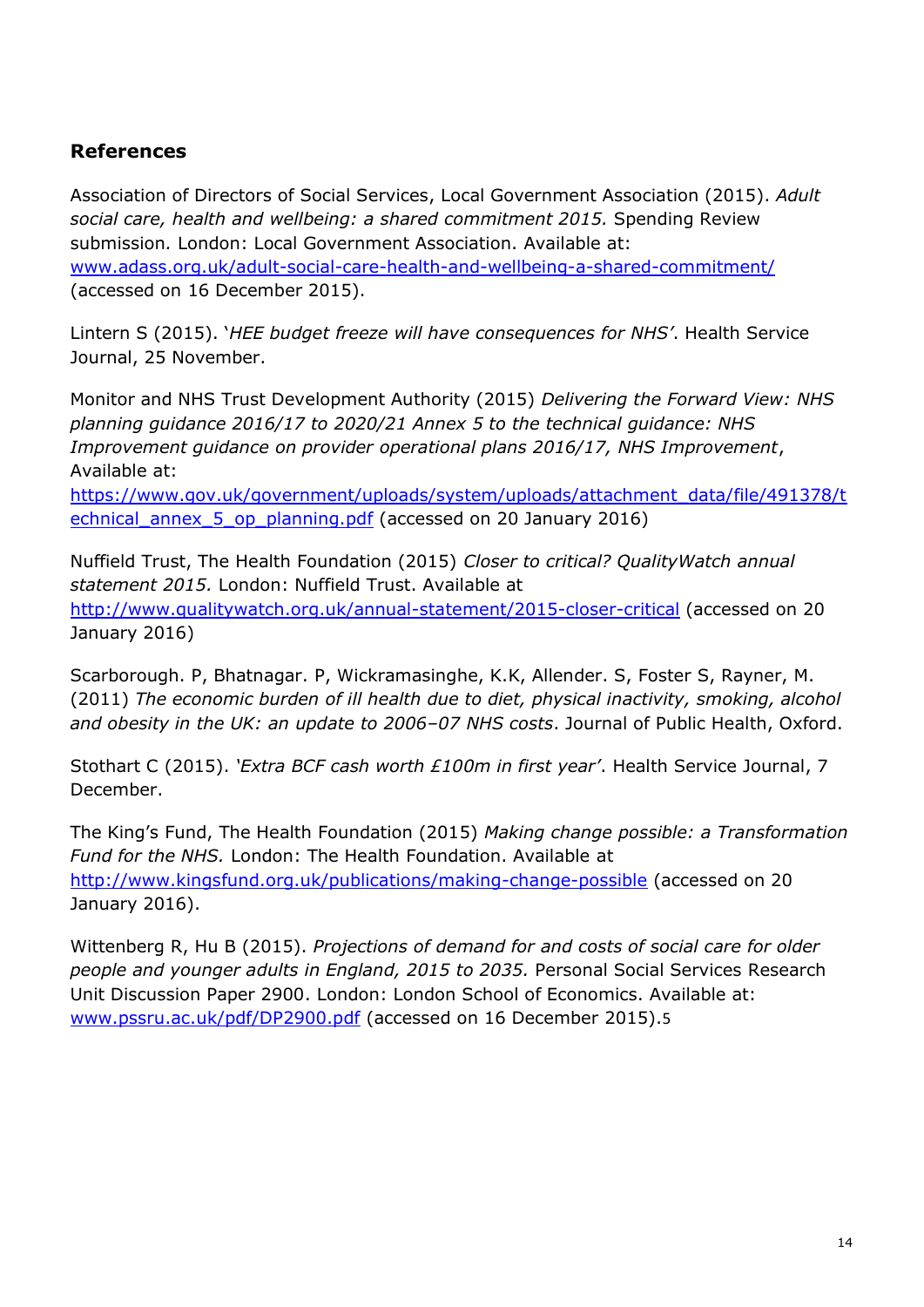## References

Association of Directors of Social Services, Local Government Association (2015). *Adult social care, health and wellbeing: a shared commitment 2015.* Spending Review submission. London: Local Government Association. Available at: www.adass.org.uk/adult-social-care-health-and-wellbeing-a-shared-commitment/ (accessed on 16 December 2015).

Lintern S (2015). '*HEE budget freeze will have consequences for NHS*'. Health Service Journal, 25 November.

Monitor and NHS Trust Development Authority (2015) *Delivering the Forward View: NHS planning guidance 2016/17 to 2020/21 Annex 5 to the technical guidance: NHS Improvement guidance on provider operational plans 2016/17, NHS Improvement*, Available at: https://www.gov.uk/government/uploads/system/uploads/attachment_data/file/491378/technical_annex_5_op_planning.pdf (accessed on 20 January 2016)

Nuffield Trust, The Health Foundation (2015) *Closer to critical? QualityWatch annual statement 2015.* London: Nuffield Trust. Available at http://www.qualitywatch.org.uk/annual-statement/2015-closer-critical (accessed on 20 January 2016)

Scarborough. P, Bhatnagar. P, Wickramasinghe, K.K, Allender. S, Foster S, Rayner, M. (2011) *The economic burden of ill health due to diet, physical inactivity, smoking, alcohol and obesity in the UK: an update to 2006–07 NHS costs*. Journal of Public Health, Oxford.

Stothart C (2015). *'Extra BCF cash worth £100m in first year'*. Health Service Journal, 7 December.

The King's Fund, The Health Foundation (2015) *Making change possible: a Transformation Fund for the NHS.* London: The Health Foundation. Available at http://www.kingsfund.org.uk/publications/making-change-possible (accessed on 20 January 2016).

Wittenberg R, Hu B (2015). *Projections of demand for and costs of social care for older people and younger adults in England, 2015 to 2035.* Personal Social Services Research Unit Discussion Paper 2900. London: London School of Economics. Available at: www.pssru.ac.uk/pdf/DP2900.pdf (accessed on 16 December 2015).5